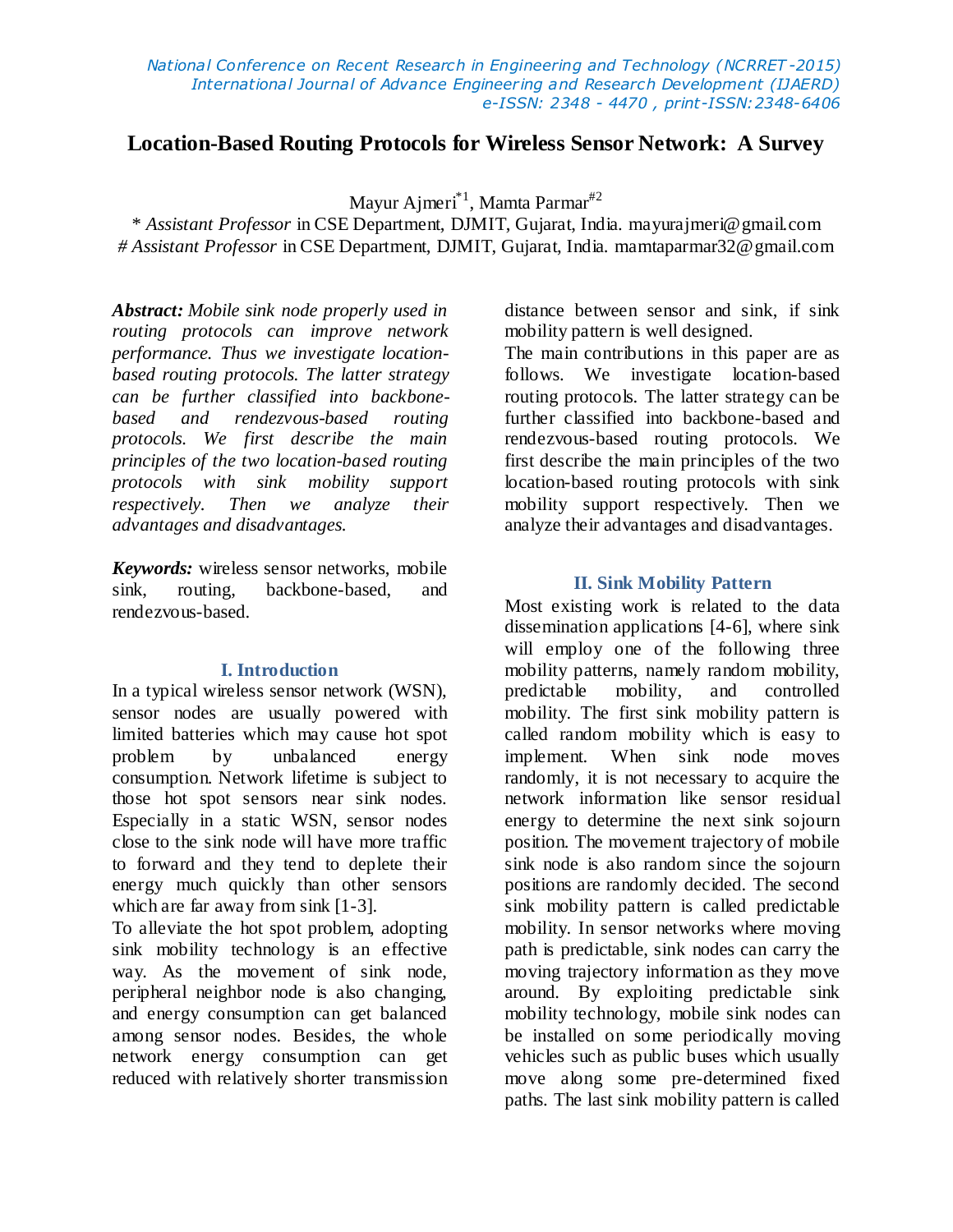# Location-Based Routing Protocols for Wireless Sensor Network: A Survey

Mayur Ajmeri[*1], Mamta Parmar[#2]

\* *Assistant Professor* in CSE Department, DJMIT, Gujarat, India. mayurajmeri@gmail.com
\# *Assistant Professor* in CSE Department, DJMIT, Gujarat, India. mamtaparmar32@gmail.com

***Abstract:*** *Mobile sink node properly used in routing protocols can improve network performance. Thus we investigate location-based routing protocols. The latter strategy can be further classified into backbone-based and rendezvous-based routing protocols. We first describe the main principles of the two location-based routing protocols with sink mobility support respectively. Then we analyze their advantages and disadvantages.*

***Keywords:*** wireless sensor networks, mobile sink, routing, backbone-based, and rendezvous-based.

## I. Introduction

In a typical wireless sensor network (WSN), sensor nodes are usually powered with limited batteries which may cause hot spot problem by unbalanced energy consumption. Network lifetime is subject to those hot spot sensors near sink nodes. Especially in a static WSN, sensor nodes close to the sink node will have more traffic to forward and they tend to deplete their energy much quickly than other sensors which are far away from sink [1-3].

To alleviate the hot spot problem, adopting sink mobility technology is an effective way. As the movement of sink node, peripheral neighbor node is also changing, and energy consumption can get balanced among sensor nodes. Besides, the whole network energy consumption can get reduced with relatively shorter transmission distance between sensor and sink, if sink mobility pattern is well designed.

The main contributions in this paper are as follows. We investigate location-based routing protocols. The latter strategy can be further classified into backbone-based and rendezvous-based routing protocols. We first describe the main principles of the two location-based routing protocols with sink mobility support respectively. Then we analyze their advantages and disadvantages.

## II. Sink Mobility Pattern

Most existing work is related to the data dissemination applications [4-6], where sink will employ one of the following three mobility patterns, namely random mobility, predictable mobility, and controlled mobility. The first sink mobility pattern is called random mobility which is easy to implement. When sink node moves randomly, it is not necessary to acquire the network information like sensor residual energy to determine the next sink sojourn position. The movement trajectory of mobile sink node is also random since the sojourn positions are randomly decided. The second sink mobility pattern is called predictable mobility. In sensor networks where moving path is predictable, sink nodes can carry the moving trajectory information as they move around. By exploiting predictable sink mobility technology, mobile sink nodes can be installed on some periodically moving vehicles such as public buses which usually move along some pre-determined fixed paths. The last sink mobility pattern is called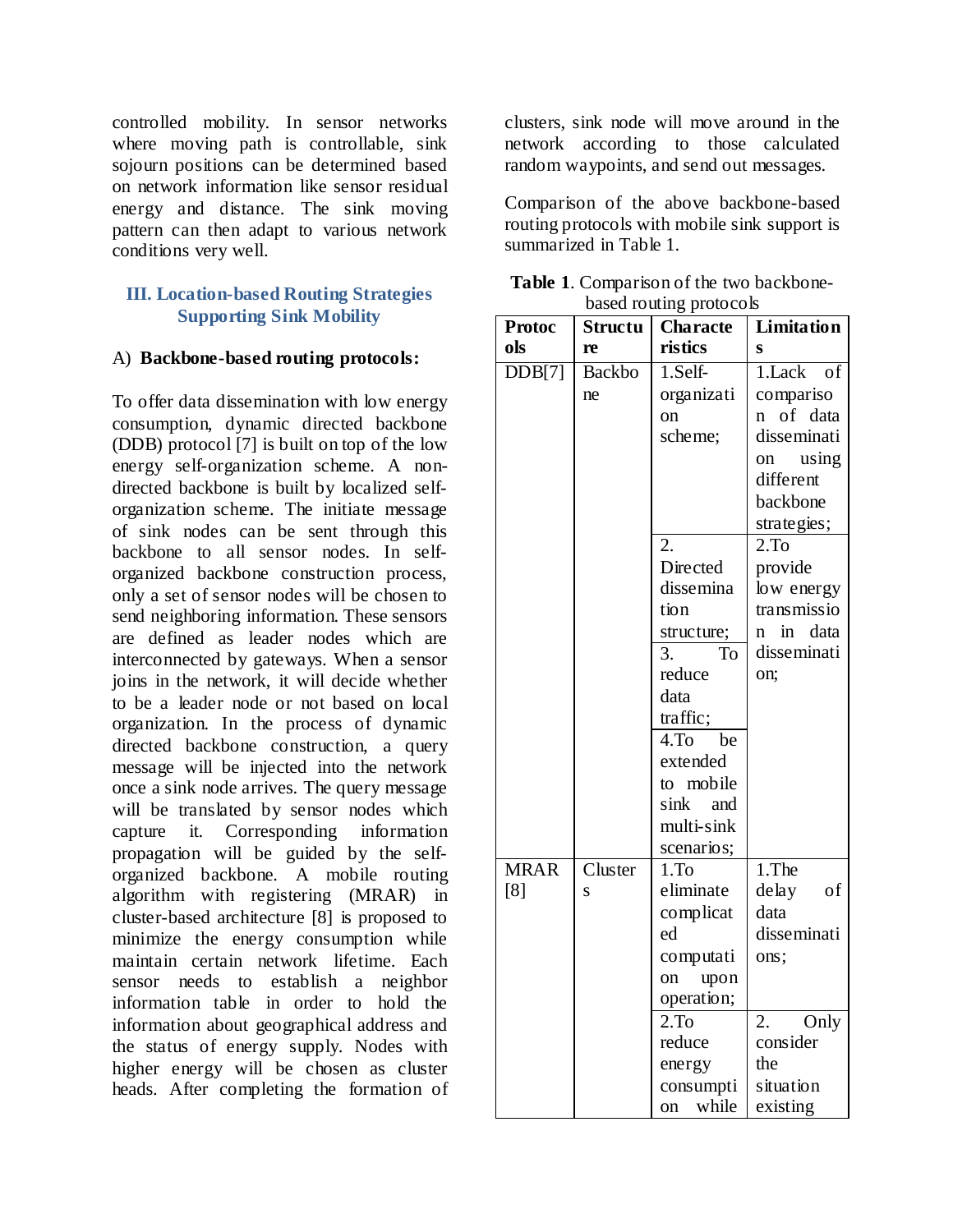controlled mobility. In sensor networks where moving path is controllable, sink sojourn positions can be determined based on network information like sensor residual energy and distance. The sink moving pattern can then adapt to various network conditions very well.

## III. Location-based Routing Strategies Supporting Sink Mobility

### A) Backbone-based routing protocols:

To offer data dissemination with low energy consumption, dynamic directed backbone (DDB) protocol [7] is built on top of the low energy self-organization scheme. A non-directed backbone is built by localized self-organization scheme. The initiate message of sink nodes can be sent through this backbone to all sensor nodes. In self-organized backbone construction process, only a set of sensor nodes will be chosen to send neighboring information. These sensors are defined as leader nodes which are interconnected by gateways. When a sensor joins in the network, it will decide whether to be a leader node or not based on local organization. In the process of dynamic directed backbone construction, a query message will be injected into the network once a sink node arrives. The query message will be translated by sensor nodes which capture it. Corresponding information propagation will be guided by the self-organized backbone. A mobile routing algorithm with registering (MRAR) in cluster-based architecture [8] is proposed to minimize the energy consumption while maintain certain network lifetime. Each sensor needs to establish a neighbor information table in order to hold the information about geographical address and the status of energy supply. Nodes with higher energy will be chosen as cluster heads. After completing the formation of clusters, sink node will move around in the network according to those calculated random waypoints, and send out messages.

Comparison of the above backbone-based routing protocols with mobile sink support is summarized in Table 1.

**Table 1**. Comparison of the two backbone-based routing protocols

| Protocols | Structure | Characteristics | Limitations |
|---|---|---|---|
| DDB[7] | Backbone | 1.Self-organization scheme; | 1.Lack of comparison of data dissemination using different backbone strategies; |
| | | 2. Directed dissemination structure; | 2.To provide low energy transmission in data dissemination; |
| | | 3. To reduce data traffic; | |
| | | 4.To be extended to mobile sink and multi-sink scenarios; | |
| MRAR [8] | Clusters | 1.To eliminate complicated computation upon operation; | 1.The delay of data disseminations; |
| | | 2.To reduce energy consumption while | 2. Only consider the situation existing |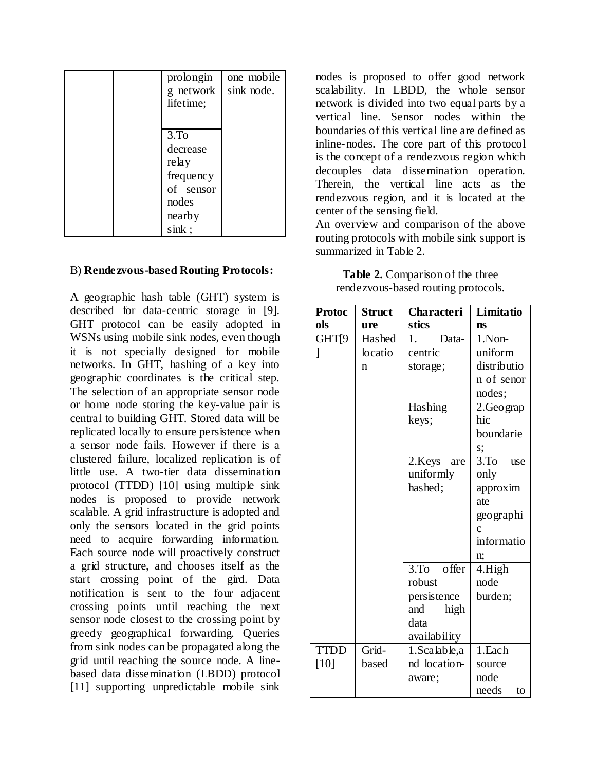| | | prolonging network lifetime; | one mobile sink node. |
|---|---|---|---|
| | | 3.To decrease relay frequency of sensor nodes nearby sink ; | |

B) **Rendezvous-based Routing Protocols:**

A geographic hash table (GHT) system is described for data-centric storage in [9]. GHT protocol can be easily adopted in WSNs using mobile sink nodes, even though it is not specially designed for mobile networks. In GHT, hashing of a key into geographic coordinates is the critical step. The selection of an appropriate sensor node or home node storing the key-value pair is central to building GHT. Stored data will be replicated locally to ensure persistence when a sensor node fails. However if there is a clustered failure, localized replication is of little use. A two-tier data dissemination protocol (TTDD) [10] using multiple sink nodes is proposed to provide network scalable. A grid infrastructure is adopted and only the sensors located in the grid points need to acquire forwarding information. Each source node will proactively construct a grid structure, and chooses itself as the start crossing point of the gird. Data notification is sent to the four adjacent crossing points until reaching the next sensor node closest to the crossing point by greedy geographical forwarding. Queries from sink nodes can be propagated along the grid until reaching the source node. A line-based data dissemination (LBDD) protocol [11] supporting unpredictable mobile sink nodes is proposed to offer good network scalability. In LBDD, the whole sensor network is divided into two equal parts by a vertical line. Sensor nodes within the boundaries of this vertical line are defined as inline-nodes. The core part of this protocol is the concept of a rendezvous region which decouples data dissemination operation. Therein, the vertical line acts as the rendezvous region, and it is located at the center of the sensing field.

An overview and comparison of the above routing protocols with mobile sink support is summarized in Table 2.

**Table 2.** Comparison of the three rendezvous-based routing protocols.

| Protocols | Structure | Characteristics | Limitations |
|---|---|---|---|
| GHT[9] | Hashed location | 1. Data-centric storage; | 1.Non-uniform distribution of senor nodes; |
| | | Hashing keys; | 2.Geographic boundaries; |
| | | 2.Keys are uniformly hashed; | 3.To use only approximate geographic information; |
| | | 3.To offer robust persistence and high data availability | 4.High node burden; |
| TTDD [10] | Grid-based | 1.Scalable,and location-aware; | 1.Each source node needs to |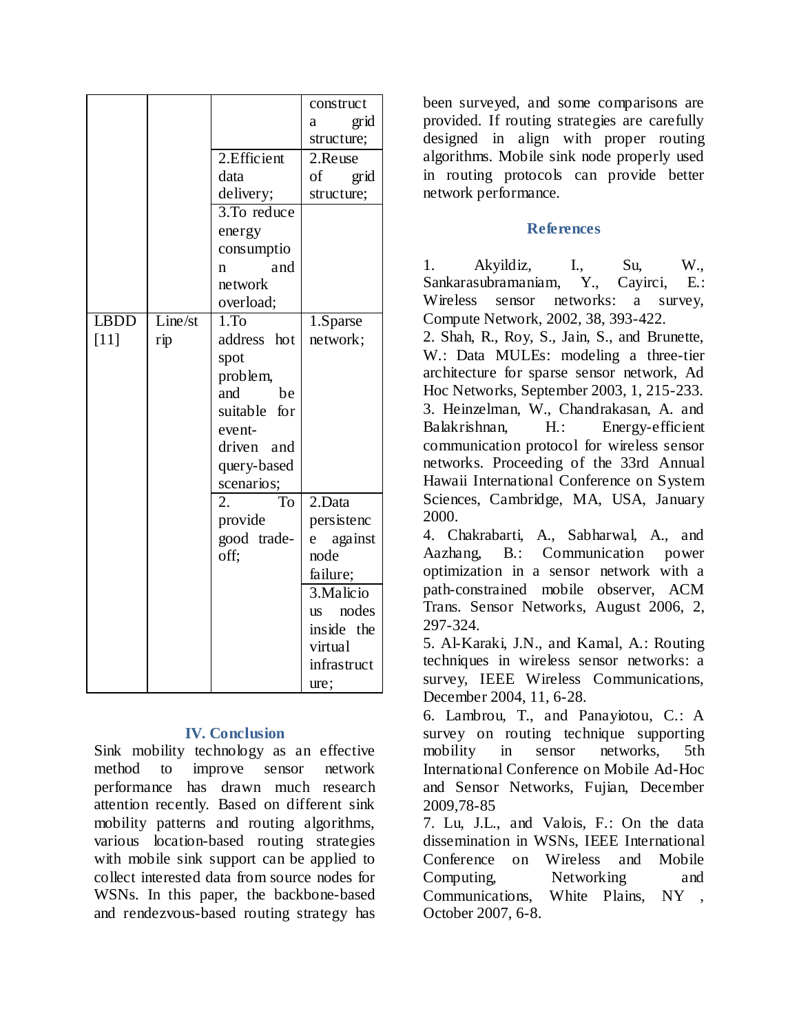| | | | construct a grid structure; |
|---|---|---|---|
| | | 2.Efficient data delivery; | 2.Reuse of grid structure; |
| | | 3.To reduce energy consumption and network overload; | |
| LBDD [11] | Line/strip | 1.To address hot spot problem, and be suitable for event-driven and query-based scenarios; | 1.Sparse network; |
| | | 2. To provide good trade-off; | 2.Data persistence against node failure; |
| | | | 3.Malicious nodes inside the virtual infrastructure; |

## IV. Conclusion

Sink mobility technology as an effective method to improve sensor network performance has drawn much research attention recently. Based on different sink mobility patterns and routing algorithms, various location-based routing strategies with mobile sink support can be applied to collect interested data from source nodes for WSNs. In this paper, the backbone-based and rendezvous-based routing strategy has been surveyed, and some comparisons are provided. If routing strategies are carefully designed in align with proper routing algorithms. Mobile sink node properly used in routing protocols can provide better network performance.

## References

1. Akyildiz, I., Su, W., Sankarasubramaniam, Y., Cayirci, E.: Wireless sensor networks: a survey, Compute Network, 2002, 38, 393-422.
2. Shah, R., Roy, S., Jain, S., and Brunette, W.: Data MULEs: modeling a three-tier architecture for sparse sensor network, Ad Hoc Networks, September 2003, 1, 215-233.
3. Heinzelman, W., Chandrakasan, A. and Balakrishnan, H.: Energy-efficient communication protocol for wireless sensor networks. Proceeding of the 33rd Annual Hawaii International Conference on System Sciences, Cambridge, MA, USA, January 2000.
4. Chakrabarti, A., Sabharwal, A., and Aazhang, B.: Communication power optimization in a sensor network with a path-constrained mobile observer, ACM Trans. Sensor Networks, August 2006, 2, 297-324.
5. Al-Karaki, J.N., and Kamal, A.: Routing techniques in wireless sensor networks: a survey, IEEE Wireless Communications, December 2004, 11, 6-28.
6. Lambrou, T., and Panayiotou, C.: A survey on routing technique supporting mobility in sensor networks, 5th International Conference on Mobile Ad-Hoc and Sensor Networks, Fujian, December 2009,78-85
7. Lu, J.L., and Valois, F.: On the data dissemination in WSNs, IEEE International Conference on Wireless and Mobile Computing, Networking and Communications, White Plains, NY , October 2007, 6-8.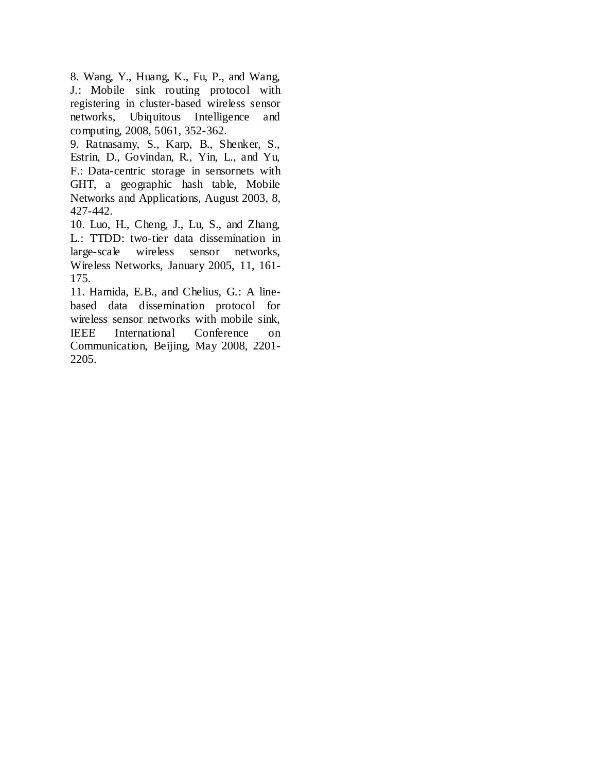8. Wang, Y., Huang, K., Fu, P., and Wang, J.: Mobile sink routing protocol with registering in cluster-based wireless sensor networks, Ubiquitous Intelligence and computing, 2008, 5061, 352-362.

9. Ratnasamy, S., Karp, B., Shenker, S., Estrin, D., Govindan, R., Yin, L., and Yu, F.: Data-centric storage in sensornets with GHT, a geographic hash table, Mobile Networks and Applications, August 2003, 8, 427-442.

10. Luo, H., Cheng, J., Lu, S., and Zhang, L.: TTDD: two-tier data dissemination in large-scale wireless sensor networks, Wireless Networks, January 2005, 11, 161-175.

11. Hamida, E.B., and Chelius, G.: A line-based data dissemination protocol for wireless sensor networks with mobile sink, IEEE International Conference on Communication, Beijing, May 2008, 2201-2205.